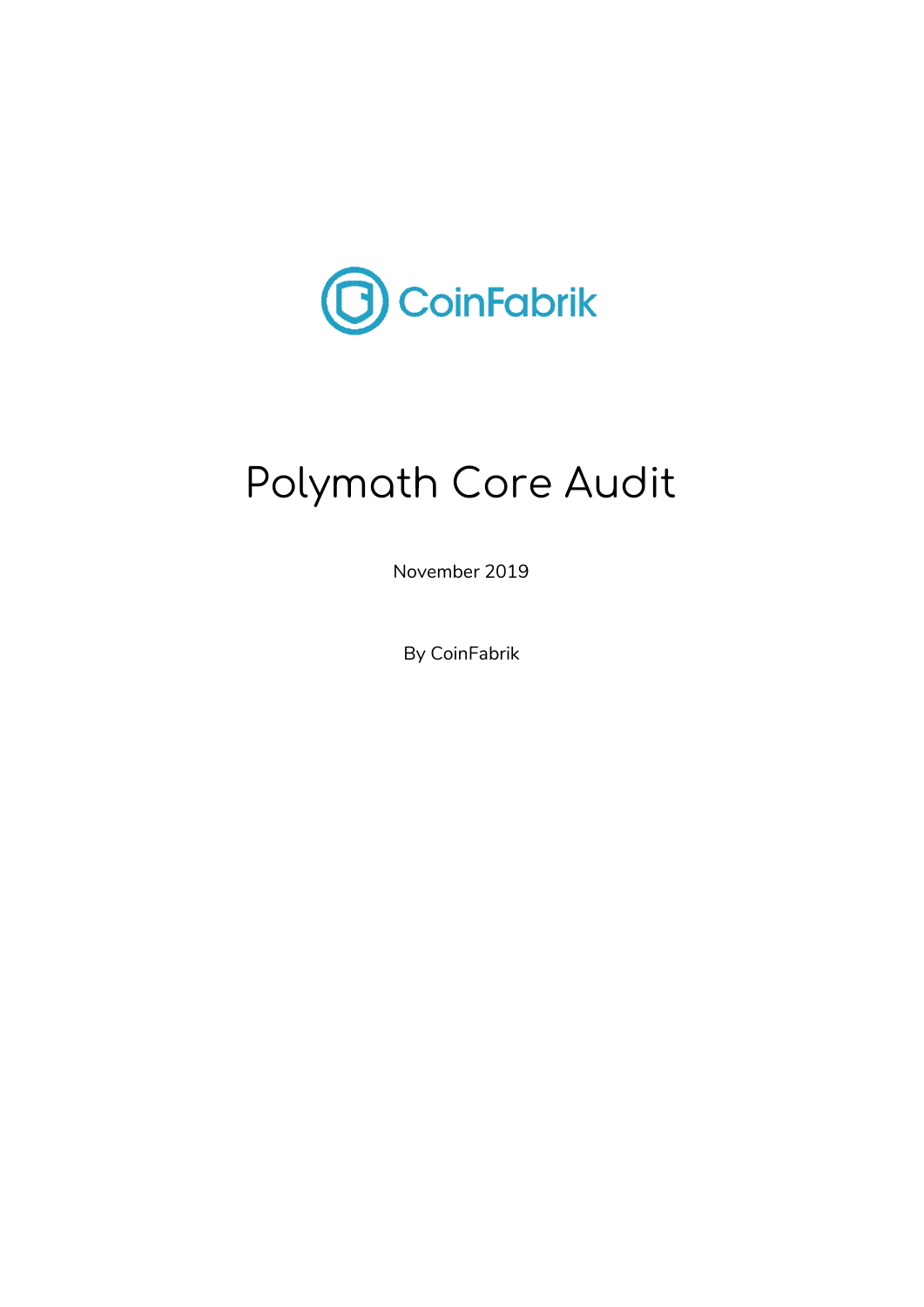CoinFabrik

# Polymath Core Audit

November 2019

By CoinFabrik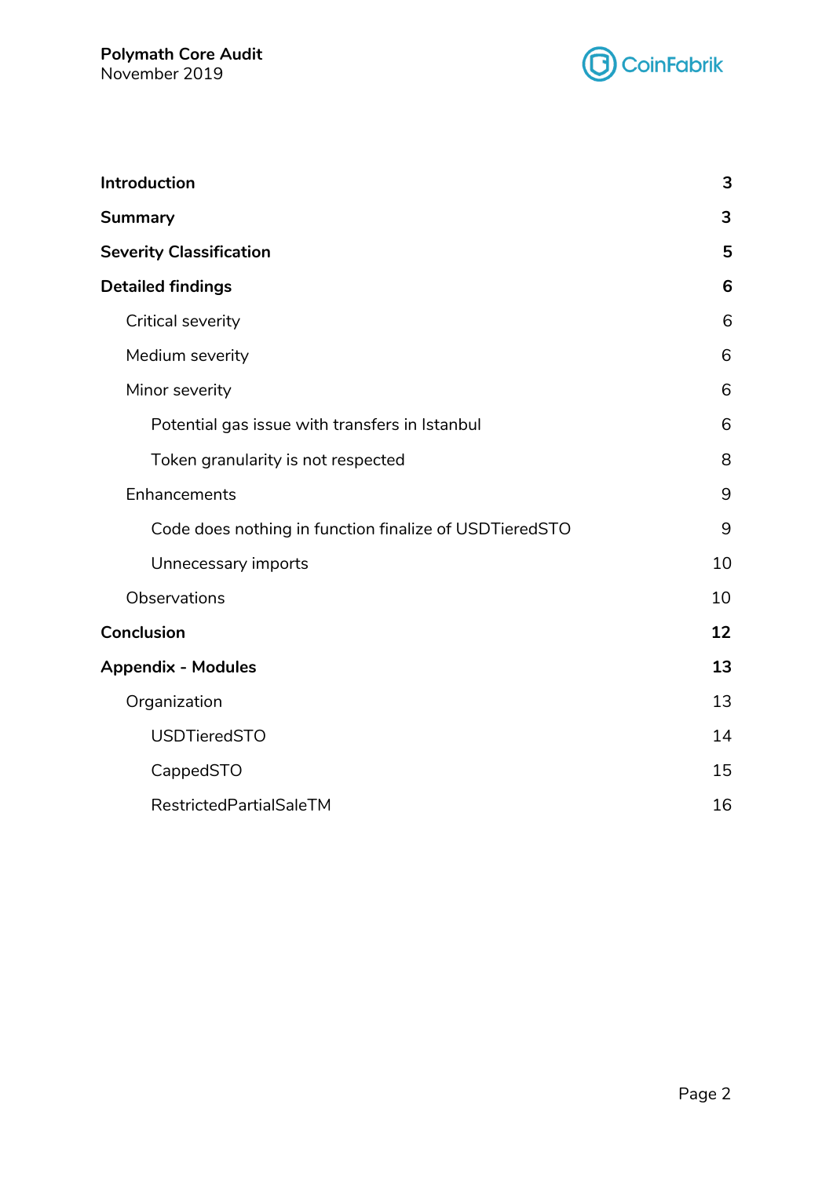| | |
|---|---|
| **Introduction** | **3** |
| **Summary** | **3** |
| **Severity Classification** | **5** |
| **Detailed findings** | **6** |
| Critical severity | 6 |
| Medium severity | 6 |
| Minor severity | 6 |
| Potential gas issue with transfers in Istanbul | 6 |
| Token granularity is not respected | 8 |
| Enhancements | 9 |
| Code does nothing in function finalize of USDTieredSTO | 9 |
| Unnecessary imports | 10 |
| Observations | 10 |
| **Conclusion** | **12** |
| **Appendix - Modules** | **13** |
| Organization | 13 |
| USDTieredSTO | 14 |
| CappedSTO | 15 |
| RestrictedPartialSaleTM | 16 |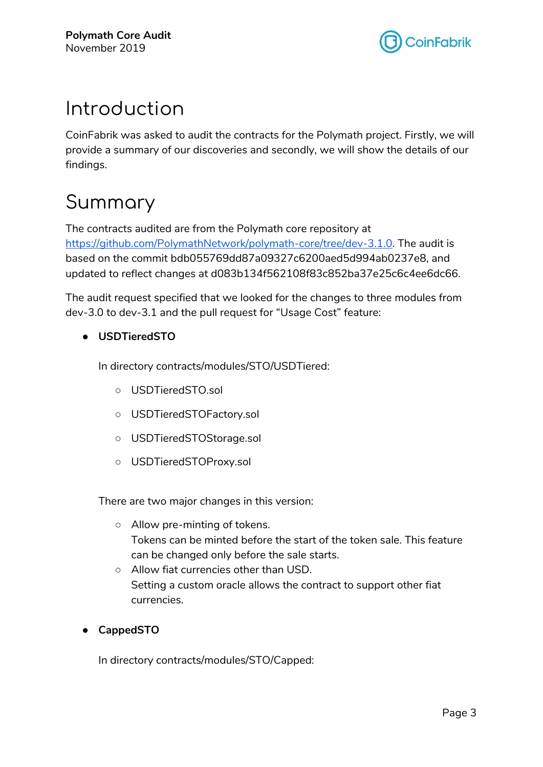# Introduction

CoinFabrik was asked to audit the contracts for the Polymath project. Firstly, we will provide a summary of our discoveries and secondly, we will show the details of our findings.

# Summary

The contracts audited are from the Polymath core repository at [https://github.com/PolymathNetwork/polymath-core/tree/dev-3.1.0](https://github.com/PolymathNetwork/polymath-core/tree/dev-3.1.0). The audit is based on the commit bdb055769dd87a09327c6200aed5d994ab0237e8, and updated to reflect changes at d083b134f562108f83c852ba37e25c6c4ee6dc66.

The audit request specified that we looked for the changes to three modules from dev-3.0 to dev-3.1 and the pull request for "Usage Cost" feature:

- **USDTieredSTO**

  In directory contracts/modules/STO/USDTiered:

  - USDTieredSTO.sol
  - USDTieredSTOFactory.sol
  - USDTieredSTOStorage.sol
  - USDTieredSTOProxy.sol

  There are two major changes in this version:

  - Allow pre-minting of tokens.
    Tokens can be minted before the start of the token sale. This feature can be changed only before the sale starts.
  - Allow fiat currencies other than USD.
    Setting a custom oracle allows the contract to support other fiat currencies.

- **CappedSTO**

  In directory contracts/modules/STO/Capped: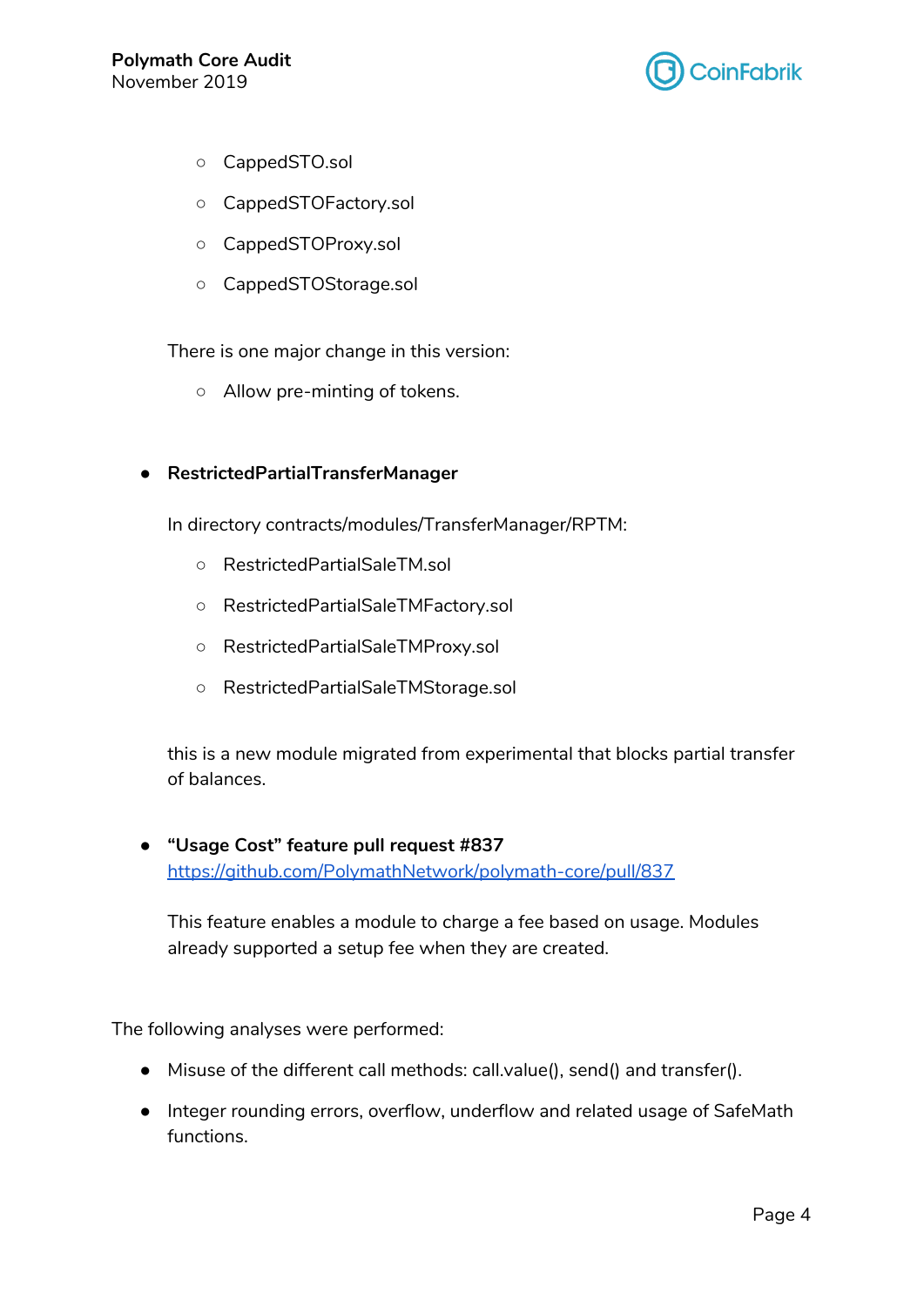- CappedSTO.sol
    - CappedSTOFactory.sol
    - CappedSTOProxy.sol
    - CappedSTOStorage.sol

  There is one major change in this version:

    - Allow pre-minting of tokens.

- **RestrictedPartialTransferManager**

  In directory contracts/modules/TransferManager/RPTM:

    - RestrictedPartialSaleTM.sol
    - RestrictedPartialSaleTMFactory.sol
    - RestrictedPartialSaleTMProxy.sol
    - RestrictedPartialSaleTMStorage.sol

  this is a new module migrated from experimental that blocks partial transfer of balances.

- **"Usage Cost" feature pull request #837**
  [https://github.com/PolymathNetwork/polymath-core/pull/837](https://github.com/PolymathNetwork/polymath-core/pull/837)

  This feature enables a module to charge a fee based on usage. Modules already supported a setup fee when they are created.

The following analyses were performed:

- Misuse of the different call methods: call.value(), send() and transfer().
- Integer rounding errors, overflow, underflow and related usage of SafeMath functions.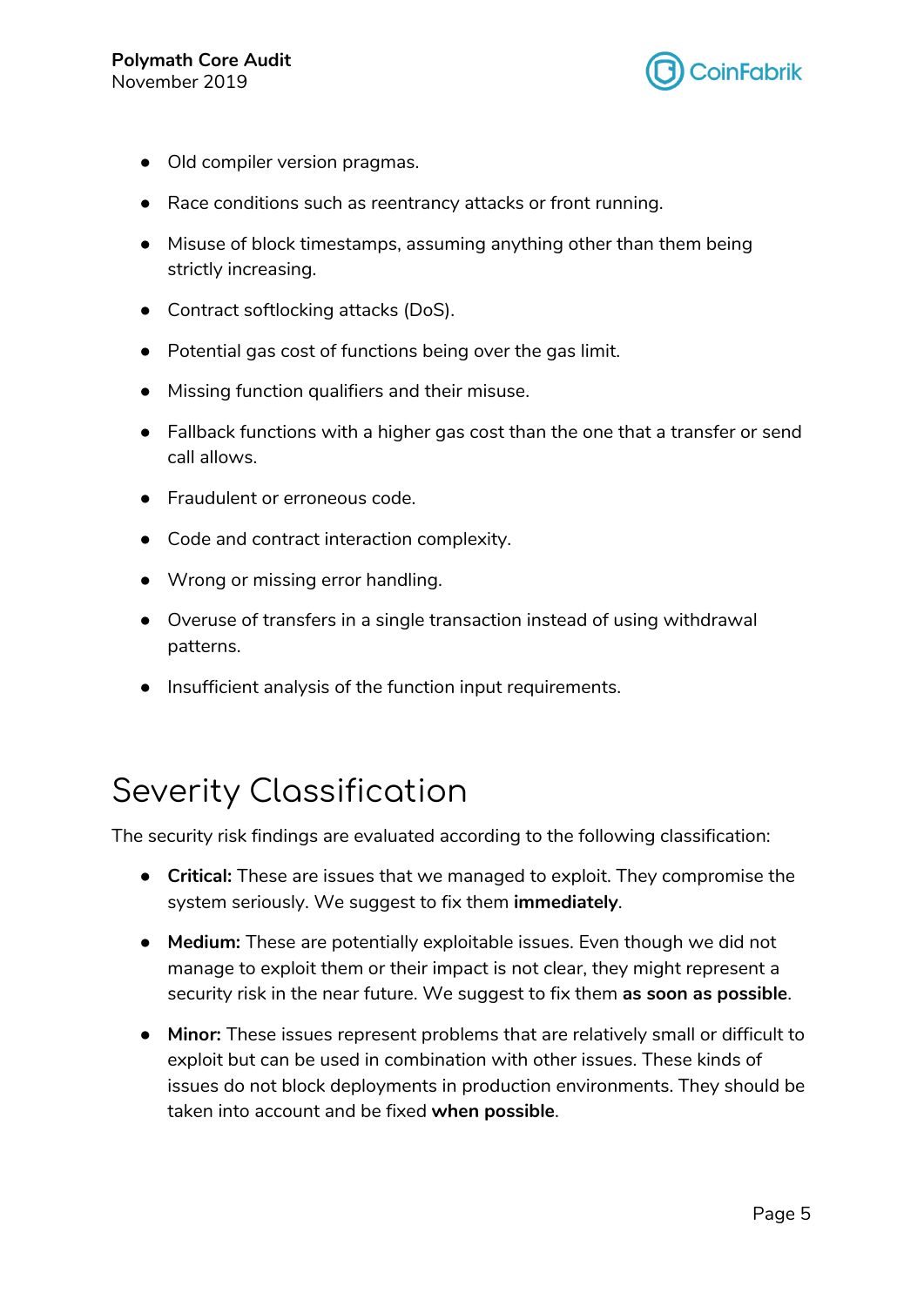- Old compiler version pragmas.
- Race conditions such as reentrancy attacks or front running.
- Misuse of block timestamps, assuming anything other than them being strictly increasing.
- Contract softlocking attacks (DoS).
- Potential gas cost of functions being over the gas limit.
- Missing function qualifiers and their misuse.
- Fallback functions with a higher gas cost than the one that a transfer or send call allows.
- Fraudulent or erroneous code.
- Code and contract interaction complexity.
- Wrong or missing error handling.
- Overuse of transfers in a single transaction instead of using withdrawal patterns.
- Insufficient analysis of the function input requirements.

# Severity Classification

The security risk findings are evaluated according to the following classification:

- **Critical:** These are issues that we managed to exploit. They compromise the system seriously. We suggest to fix them **immediately**.
- **Medium:** These are potentially exploitable issues. Even though we did not manage to exploit them or their impact is not clear, they might represent a security risk in the near future. We suggest to fix them **as soon as possible**.
- **Minor:** These issues represent problems that are relatively small or difficult to exploit but can be used in combination with other issues. These kinds of issues do not block deployments in production environments. They should be taken into account and be fixed **when possible**.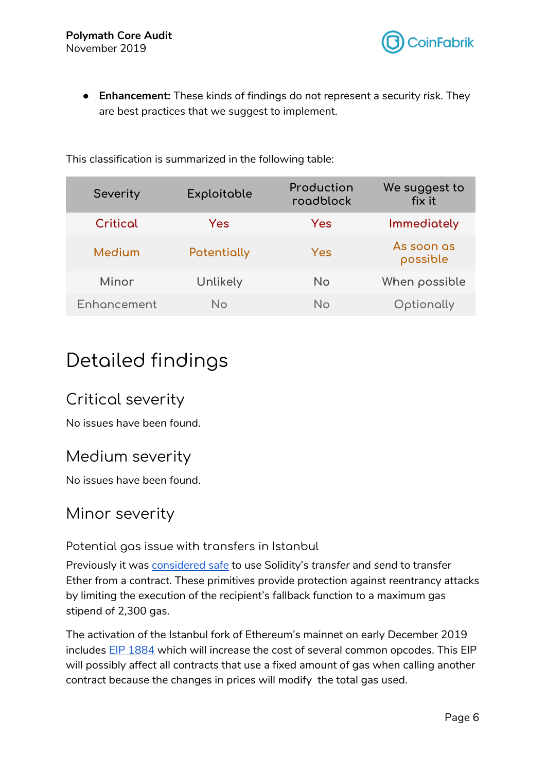- **Enhancement:** These kinds of findings do not represent a security risk. They are best practices that we suggest to implement.

This classification is summarized in the following table:

| Severity | Exploitable | Production roadblock | We suggest to fix it |
|---|---|---|---|
| Critical | Yes | Yes | Immediately |
| Medium | Potentially | Yes | As soon as possible |
| Minor | Unlikely | No | When possible |
| Enhancement | No | No | Optionally |

# Detailed findings

## Critical severity

No issues have been found.

## Medium severity

No issues have been found.

## Minor severity

### Potential gas issue with transfers in Istanbul

Previously it was considered safe to use Solidity's *transfer* and *send* to transfer Ether from a contract. These primitives provide protection against reentrancy attacks by limiting the execution of the recipient's fallback function to a maximum gas stipend of 2,300 gas.

The activation of the Istanbul fork of Ethereum's mainnet on early December 2019 includes EIP 1884 which will increase the cost of several common opcodes. This EIP will possibly affect all contracts that use a fixed amount of gas when calling another contract because the changes in prices will modify the total gas used.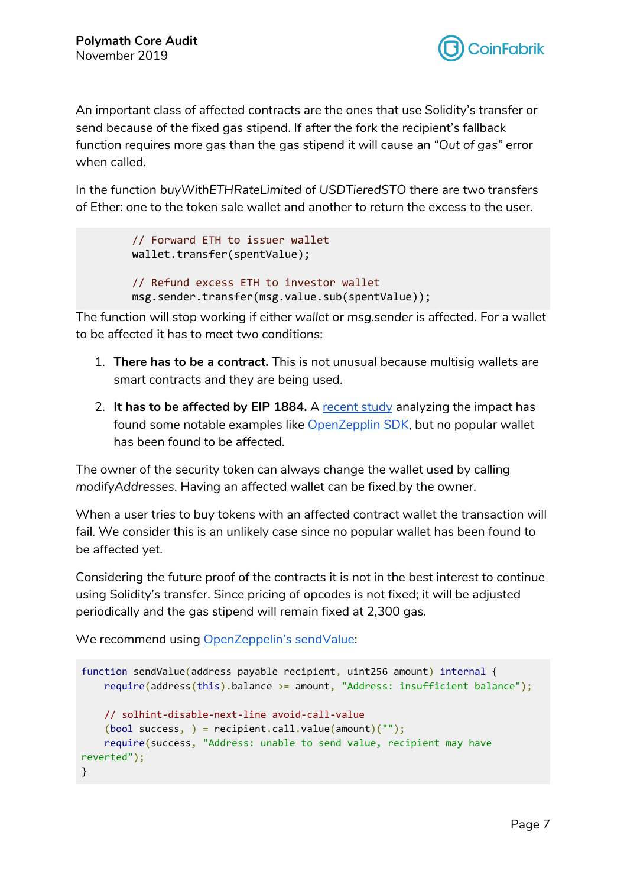An important class of affected contracts are the ones that use Solidity's transfer or send because of the fixed gas stipend. If after the fork the recipient's fallback function requires more gas than the gas stipend it will cause an "*Out of gas*" error when called.

In the function *buyWithETHRateLimited* of *USDTieredSTO* there are two transfers of Ether: one to the token sale wallet and another to return the excess to the user.

```
        // Forward ETH to issuer wallet
        wallet.transfer(spentValue);

        // Refund excess ETH to investor wallet
        msg.sender.transfer(msg.value.sub(spentValue));
```

The function will stop working if either *wallet* or *msg.sender* is affected. For a wallet to be affected it has to meet two conditions:

1. **There has to be a contract.** This is not unusual because multisig wallets are smart contracts and they are being used.
2. **It has to be affected by EIP 1884.** A [recent study](#) analyzing the impact has found some notable examples like [OpenZepplin SDK](#), but no popular wallet has been found to be affected.

The owner of the security token can always change the wallet used by calling *modifyAddresses*. Having an affected wallet can be fixed by the owner.

When a user tries to buy tokens with an affected contract wallet the transaction will fail. We consider this is an unlikely case since no popular wallet has been found to be affected yet.

Considering the future proof of the contracts it is not in the best interest to continue using Solidity's transfer. Since pricing of opcodes is not fixed; it will be adjusted periodically and the gas stipend will remain fixed at 2,300 gas.

We recommend using [OpenZeppelin's sendValue](#):

```
function sendValue(address payable recipient, uint256 amount) internal {
    require(address(this).balance >= amount, "Address: insufficient balance");

    // solhint-disable-next-line avoid-call-value
    (bool success, ) = recipient.call.value(amount)("");
    require(success, "Address: unable to send value, recipient may have
reverted");
}
```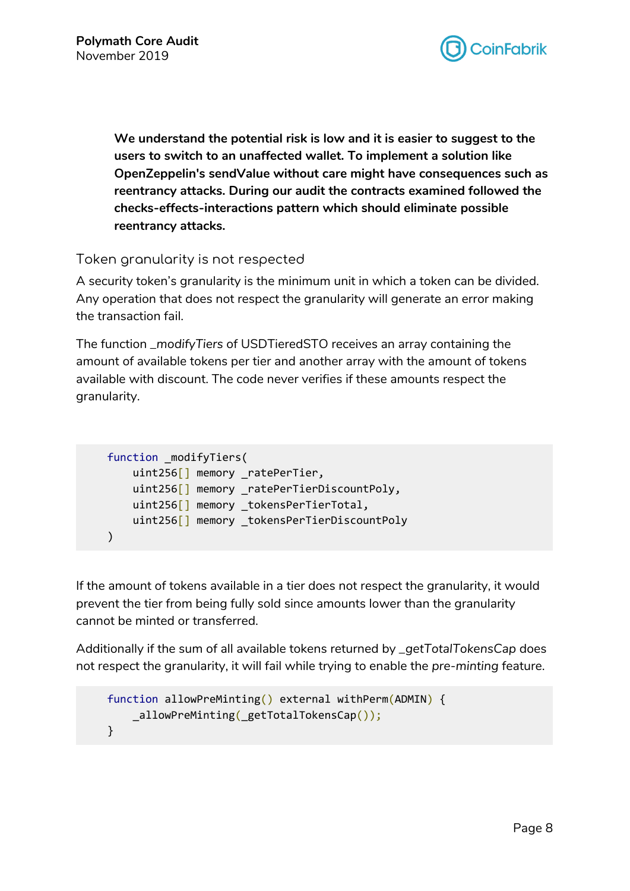**We understand the potential risk is low and it is easier to suggest to the users to switch to an unaffected wallet. To implement a solution like OpenZeppelin's sendValue without care might have consequences such as reentrancy attacks. During our audit the contracts examined followed the checks-effects-interactions pattern which should eliminate possible reentrancy attacks.**

### Token granularity is not respected

A security token's granularity is the minimum unit in which a token can be divided. Any operation that does not respect the granularity will generate an error making the transaction fail.

The function *_modifyTiers* of USDTieredSTO receives an array containing the amount of available tokens per tier and another array with the amount of tokens available with discount. The code never verifies if these amounts respect the granularity.

```
function _modifyTiers(
    uint256[] memory _ratePerTier,
    uint256[] memory _ratePerTierDiscountPoly,
    uint256[] memory _tokensPerTierTotal,
    uint256[] memory _tokensPerTierDiscountPoly
)
```

If the amount of tokens available in a tier does not respect the granularity, it would prevent the tier from being fully sold since amounts lower than the granularity cannot be minted or transferred.

Additionally if the sum of all available tokens returned by *_getTotalTokensCap* does not respect the granularity, it will fail while trying to enable the *pre-minting* feature.

```
function allowPreMinting() external withPerm(ADMIN) {
    _allowPreMinting(_getTotalTokensCap());
}
```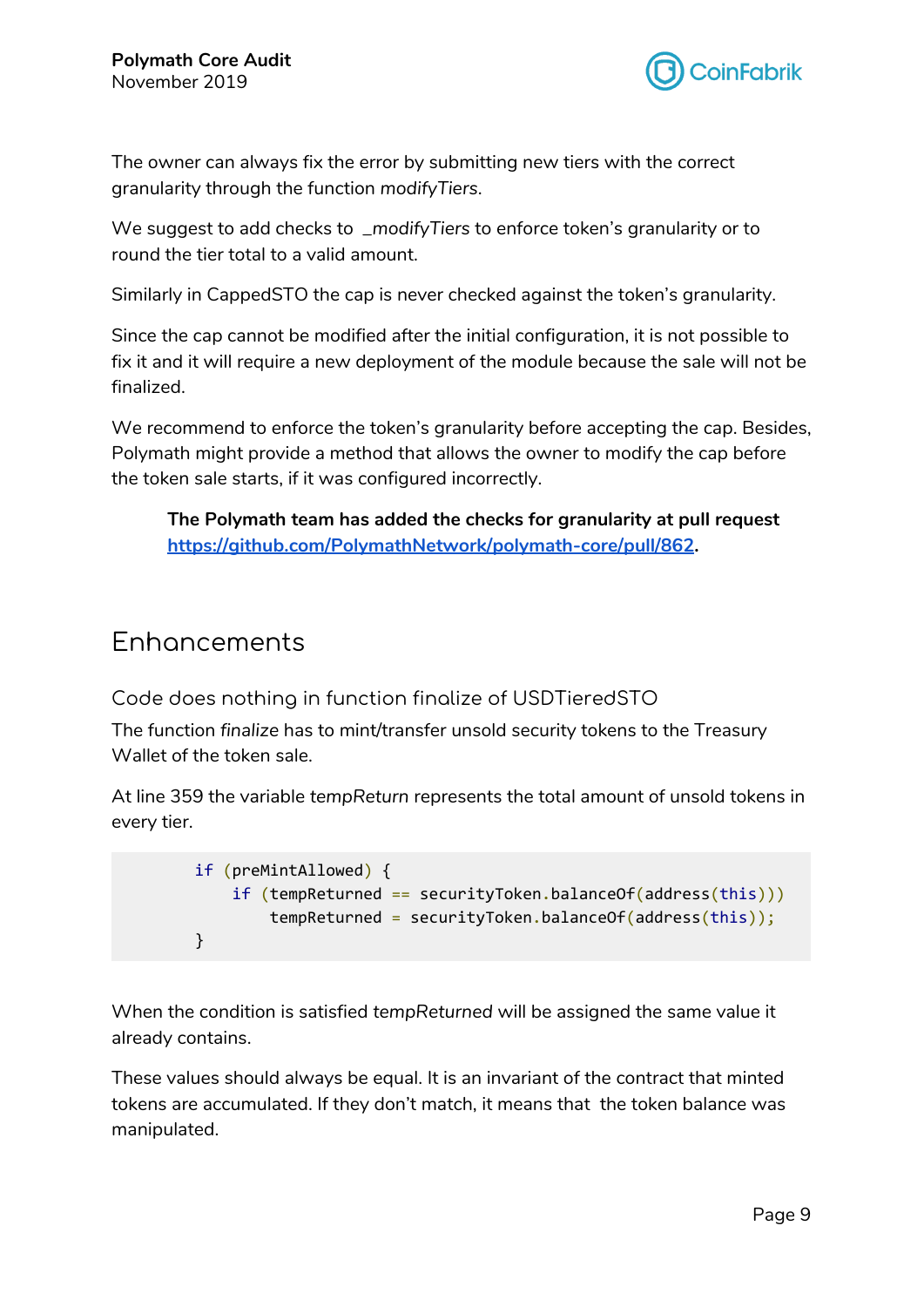The owner can always fix the error by submitting new tiers with the correct granularity through the function *modifyTiers*.

We suggest to add checks to *_modifyTiers* to enforce token's granularity or to round the tier total to a valid amount.

Similarly in CappedSTO the cap is never checked against the token's granularity.

Since the cap cannot be modified after the initial configuration, it is not possible to fix it and it will require a new deployment of the module because the sale will not be finalized.

We recommend to enforce the token's granularity before accepting the cap. Besides, Polymath might provide a method that allows the owner to modify the cap before the token sale starts, if it was configured incorrectly.

> **The Polymath team has added the checks for granularity at pull request [https://github.com/PolymathNetwork/polymath-core/pull/862](https://github.com/PolymathNetwork/polymath-core/pull/862).**

## Enhancements

### Code does nothing in function finalize of USDTieredSTO

The function *finalize* has to mint/transfer unsold security tokens to the Treasury Wallet of the token sale.

At line 359 the variable *tempReturn* represents the total amount of unsold tokens in every tier.

```
        if (preMintAllowed) {
            if (tempReturned == securityToken.balanceOf(address(this)))
                tempReturned = securityToken.balanceOf(address(this));
        }
```

When the condition is satisfied *tempReturned* will be assigned the same value it already contains.

These values should always be equal. It is an invariant of the contract that minted tokens are accumulated. If they don't match, it means that the token balance was manipulated.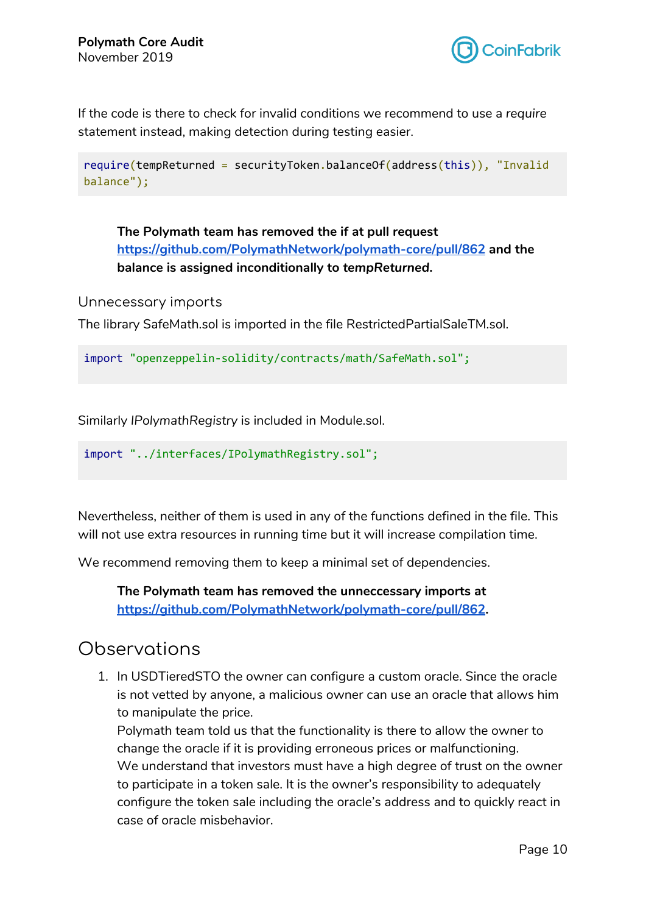If the code is there to check for invalid conditions we recommend to use a *require* statement instead, making detection during testing easier.

```
require(tempReturned = securityToken.balanceOf(address(this)), "Invalid balance");
```

> **The Polymath team has removed the if at pull request [https://github.com/PolymathNetwork/polymath-core/pull/862](https://github.com/PolymathNetwork/polymath-core/pull/862) and the balance is assigned inconditionally to *tempReturned*.**

### Unnecessary imports

The library SafeMath.sol is imported in the file RestrictedPartialSaleTM.sol.

```
import "openzeppelin-solidity/contracts/math/SafeMath.sol";
```

Similarly *IPolymathRegistry* is included in Module.sol.

```
import "../interfaces/IPolymathRegistry.sol";
```

Nevertheless, neither of them is used in any of the functions defined in the file. This will not use extra resources in running time but it will increase compilation time.

We recommend removing them to keep a minimal set of dependencies.

> **The Polymath team has removed the unneccessary imports at [https://github.com/PolymathNetwork/polymath-core/pull/862](https://github.com/PolymathNetwork/polymath-core/pull/862).**

## Observations

1. In USDTieredSTO the owner can configure a custom oracle. Since the oracle is not vetted by anyone, a malicious owner can use an oracle that allows him to manipulate the price.
   Polymath team told us that the functionality is there to allow the owner to change the oracle if it is providing erroneous prices or malfunctioning.
   We understand that investors must have a high degree of trust on the owner to participate in a token sale. It is the owner's responsibility to adequately configure the token sale including the oracle's address and to quickly react in case of oracle misbehavior.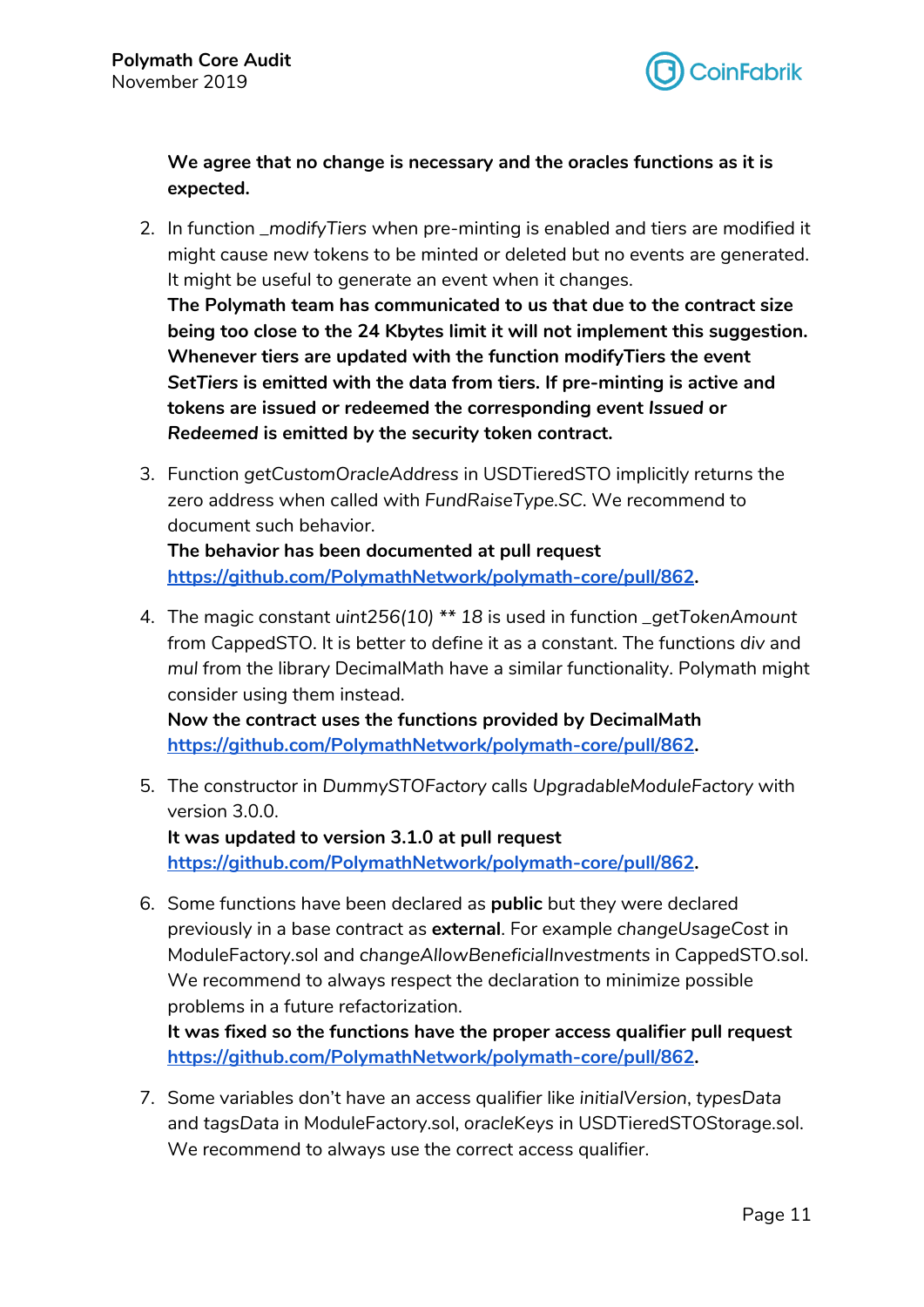**We agree that no change is necessary and the oracles functions as it is expected.**

2. In function *_modifyTiers* when pre-minting is enabled and tiers are modified it might cause new tokens to be minted or deleted but no events are generated. It might be useful to generate an event when it changes.
   **The Polymath team has communicated to us that due to the contract size being too close to the 24 Kbytes limit it will not implement this suggestion. Whenever tiers are updated with the function modifyTiers the event *SetTiers* is emitted with the data from tiers. If pre-minting is active and tokens are issued or redeemed the corresponding event *Issued* or *Redeemed* is emitted by the security token contract.**

3. Function *getCustomOracleAddress* in USDTieredSTO implicitly returns the zero address when called with *FundRaiseType.SC*. We recommend to document such behavior.
   **The behavior has been documented at pull request [https://github.com/PolymathNetwork/polymath-core/pull/862](https://github.com/PolymathNetwork/polymath-core/pull/862).**

4. The magic constant *uint256(10) ** 18* is used in function *_getTokenAmount* from CappedSTO. It is better to define it as a constant. The functions *div* and *mul* from the library DecimalMath have a similar functionality. Polymath might consider using them instead.
   **Now the contract uses the functions provided by DecimalMath [https://github.com/PolymathNetwork/polymath-core/pull/862](https://github.com/PolymathNetwork/polymath-core/pull/862).**

5. The constructor in *DummySTOFactory* calls *UpgradableModuleFactory* with version 3.0.0.
   **It was updated to version 3.1.0 at pull request [https://github.com/PolymathNetwork/polymath-core/pull/862](https://github.com/PolymathNetwork/polymath-core/pull/862).**

6. Some functions have been declared as **public** but they were declared previously in a base contract as **external**. For example *changeUsageCost* in ModuleFactory.sol and *changeAllowBeneficialInvestments* in CappedSTO.sol. We recommend to always respect the declaration to minimize possible problems in a future refactorization.
   **It was fixed so the functions have the proper access qualifier pull request [https://github.com/PolymathNetwork/polymath-core/pull/862](https://github.com/PolymathNetwork/polymath-core/pull/862).**

7. Some variables don't have an access qualifier like *initialVersion*, *typesData* and *tagsData* in ModuleFactory.sol, *oracleKeys* in USDTieredSTOStorage.sol. We recommend to always use the correct access qualifier.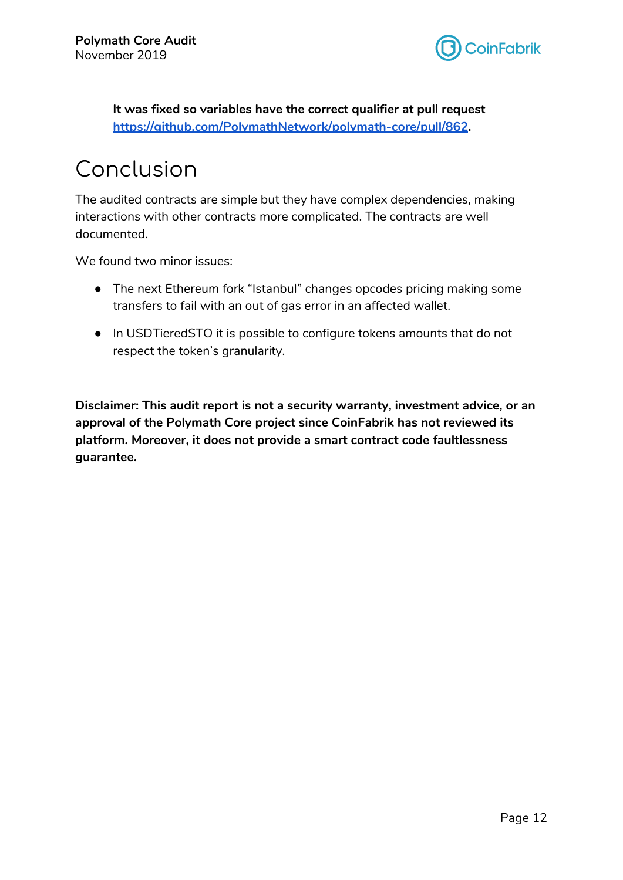**It was fixed so variables have the correct qualifier at pull request [https://github.com/PolymathNetwork/polymath-core/pull/862](https://github.com/PolymathNetwork/polymath-core/pull/862).**

# Conclusion

The audited contracts are simple but they have complex dependencies, making interactions with other contracts more complicated. The contracts are well documented.

We found two minor issues:

- The next Ethereum fork "Istanbul" changes opcodes pricing making some transfers to fail with an out of gas error in an affected wallet.
- In USDTieredSTO it is possible to configure tokens amounts that do not respect the token's granularity.

**Disclaimer: This audit report is not a security warranty, investment advice, or an approval of the Polymath Core project since CoinFabrik has not reviewed its platform. Moreover, it does not provide a smart contract code faultlessness guarantee.**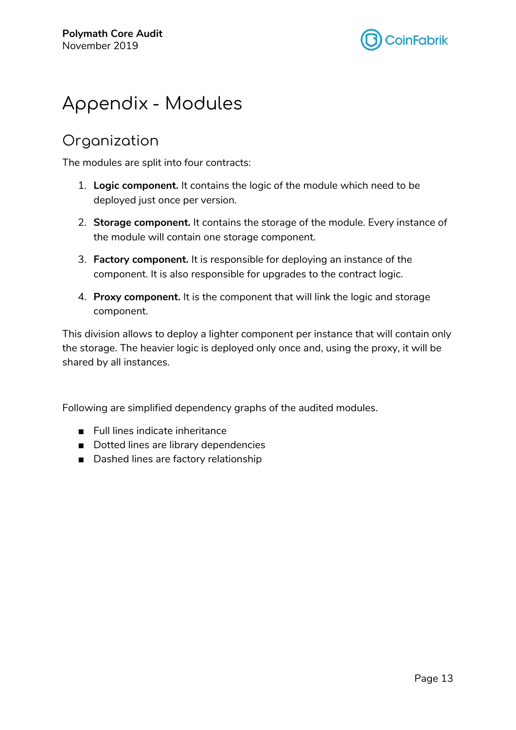# Appendix - Modules

## Organization

The modules are split into four contracts:

1. **Logic component.** It contains the logic of the module which need to be deployed just once per version.
2. **Storage component.** It contains the storage of the module. Every instance of the module will contain one storage component.
3. **Factory component.** It is responsible for deploying an instance of the component. It is also responsible for upgrades to the contract logic.
4. **Proxy component.** It is the component that will link the logic and storage component.

This division allows to deploy a lighter component per instance that will contain only the storage. The heavier logic is deployed only once and, using the proxy, it will be shared by all instances.

Following are simplified dependency graphs of the audited modules.

- Full lines indicate inheritance
- Dotted lines are library dependencies
- Dashed lines are factory relationship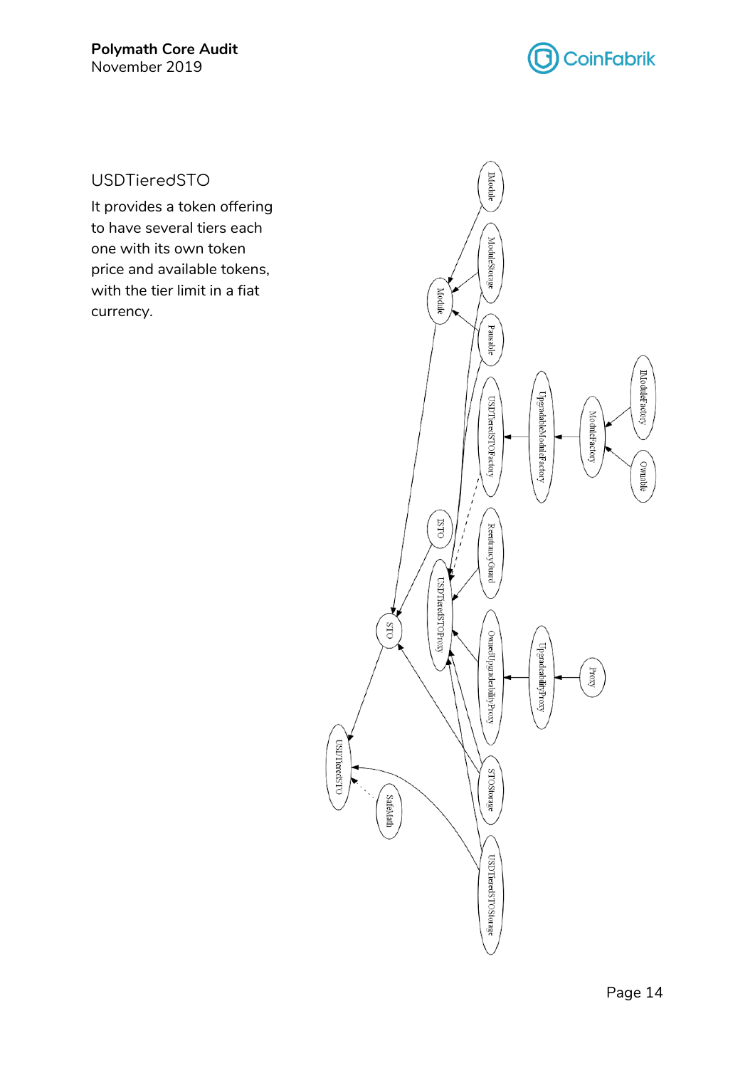## USDTieredSTO

It provides a token offering to have several tiers each one with its own token price and available tokens, with the tier limit in a fiat currency.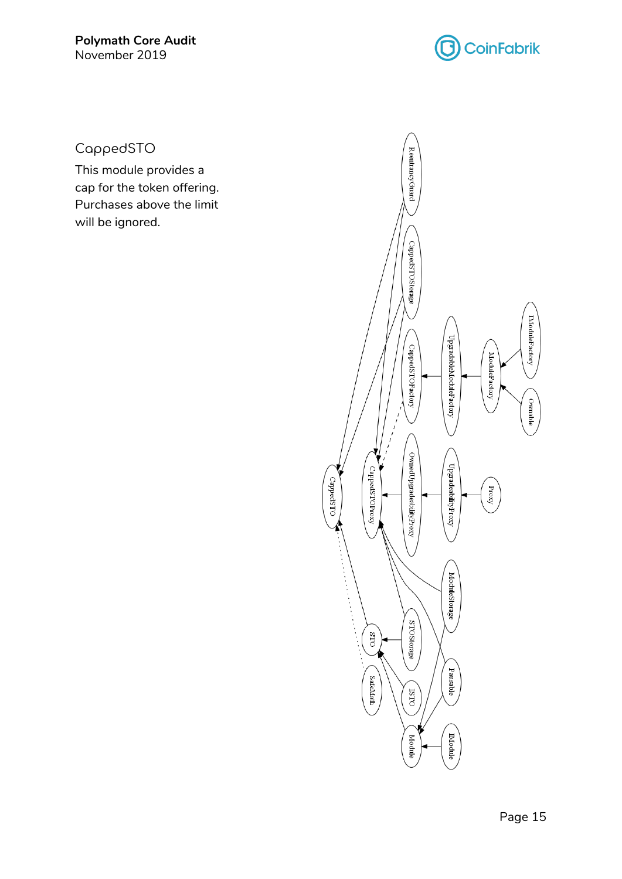## CappedSTO

This module provides a cap for the token offering. Purchases above the limit will be ignored.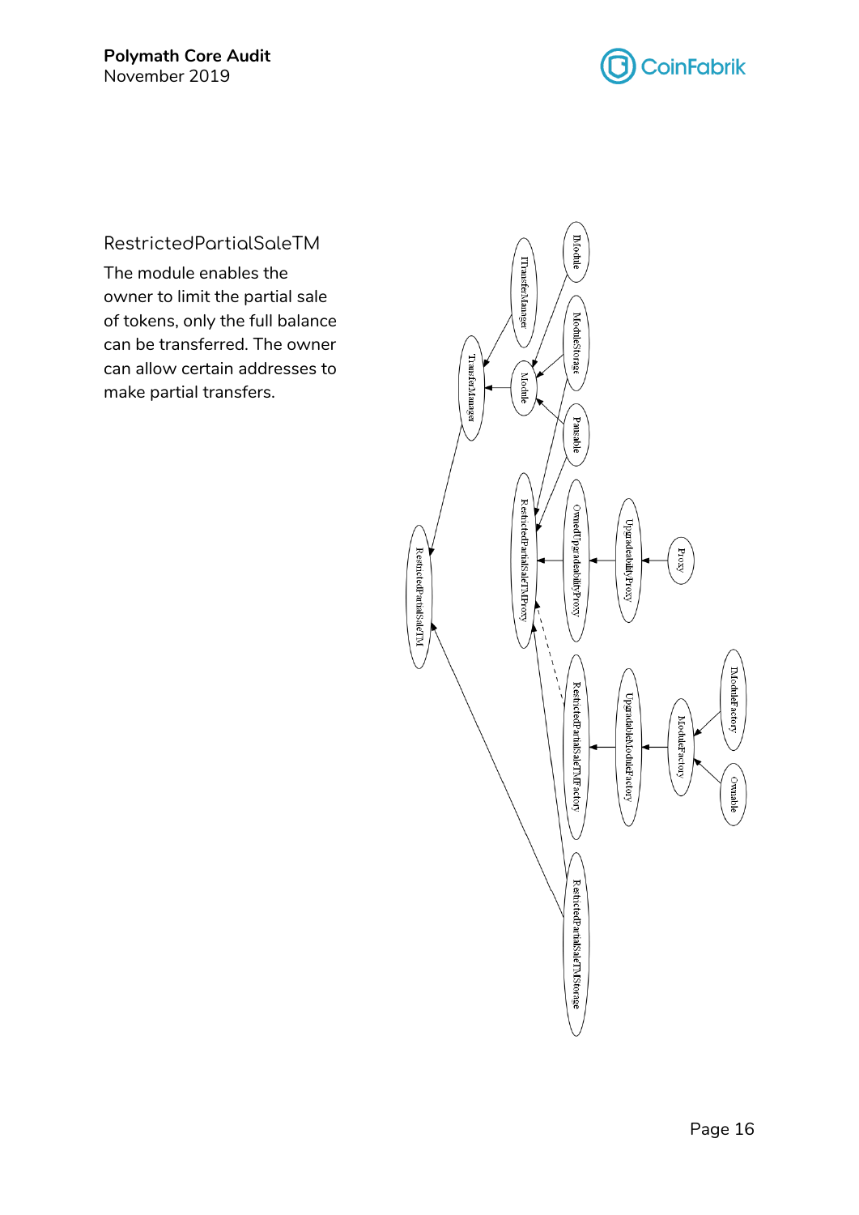## RestrictedPartialSaleTM

The module enables the owner to limit the partial sale of tokens, only the full balance can be transferred. The owner can allow certain addresses to make partial transfers.

IModule
ITransferManager
ModuleStorage
TransferManager
Module
Pausable
RestrictedPartialSaleTMProxy
OwnedUpgradeabilityProxy
UpgradeabilityProxy
Proxy
RestrictedPartialSaleTM
RestrictedPartialSaleTMFactory
UpgradableModuleFactory
ModuleFactory
IModuleFactory
Ownable
RestrictedPartialSaleTMStorage